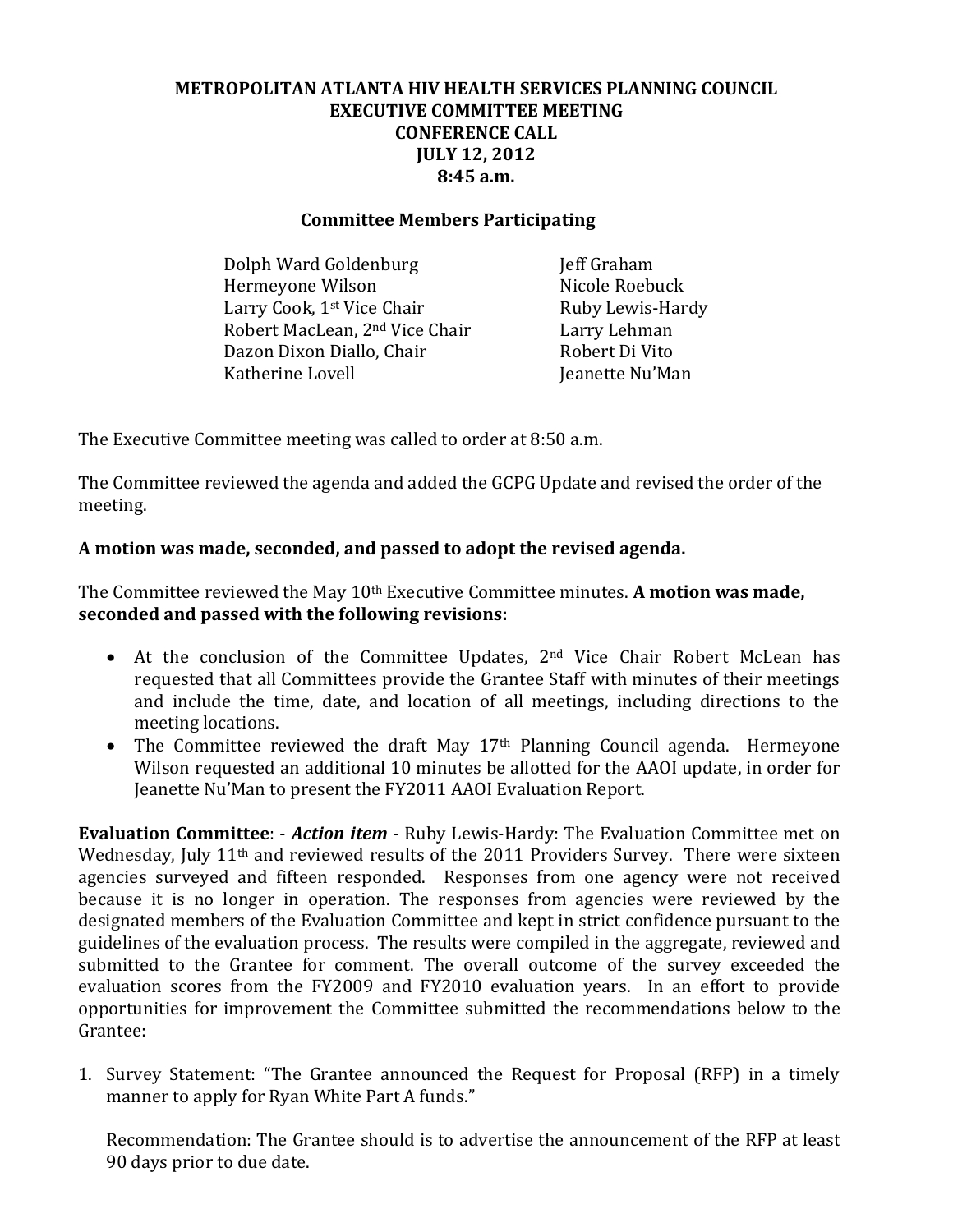**METROPOLITAN ATLANTA HIV HEALTH SERVICES PLANNING COUNCIL**
**EXECUTIVE COMMITTEE MEETING**
**CONFERENCE CALL**
**JULY 12, 2012**
**8:45 a.m.**

**Committee Members Participating**

| | |
|---|---|
| Dolph Ward Goldenburg | Jeff Graham |
| Hermeyone Wilson | Nicole Roebuck |
| Larry Cook, 1st Vice Chair | Ruby Lewis-Hardy |
| Robert MacLean, 2nd Vice Chair | Larry Lehman |
| Dazon Dixon Diallo, Chair | Robert Di Vito |
| Katherine Lovell | Jeanette Nu'Man |

The Executive Committee meeting was called to order at 8:50 a.m.

The Committee reviewed the agenda and added the GCPG Update and revised the order of the meeting.

**A motion was made, seconded, and passed to adopt the revised agenda.**

The Committee reviewed the May 10th Executive Committee minutes. **A motion was made, seconded and passed with the following revisions:**

- At the conclusion of the Committee Updates, 2nd Vice Chair Robert McLean has requested that all Committees provide the Grantee Staff with minutes of their meetings and include the time, date, and location of all meetings, including directions to the meeting locations.
- The Committee reviewed the draft May 17th Planning Council agenda. Hermeyone Wilson requested an additional 10 minutes be allotted for the AAOI update, in order for Jeanette Nu'Man to present the FY2011 AAOI Evaluation Report.

**Evaluation Committee**: - ***Action item*** - Ruby Lewis-Hardy: The Evaluation Committee met on Wednesday, July 11th and reviewed results of the 2011 Providers Survey. There were sixteen agencies surveyed and fifteen responded. Responses from one agency were not received because it is no longer in operation. The responses from agencies were reviewed by the designated members of the Evaluation Committee and kept in strict confidence pursuant to the guidelines of the evaluation process. The results were compiled in the aggregate, reviewed and submitted to the Grantee for comment. The overall outcome of the survey exceeded the evaluation scores from the FY2009 and FY2010 evaluation years. In an effort to provide opportunities for improvement the Committee submitted the recommendations below to the Grantee:

1. Survey Statement: "The Grantee announced the Request for Proposal (RFP) in a timely manner to apply for Ryan White Part A funds."

   Recommendation: The Grantee should is to advertise the announcement of the RFP at least 90 days prior to due date.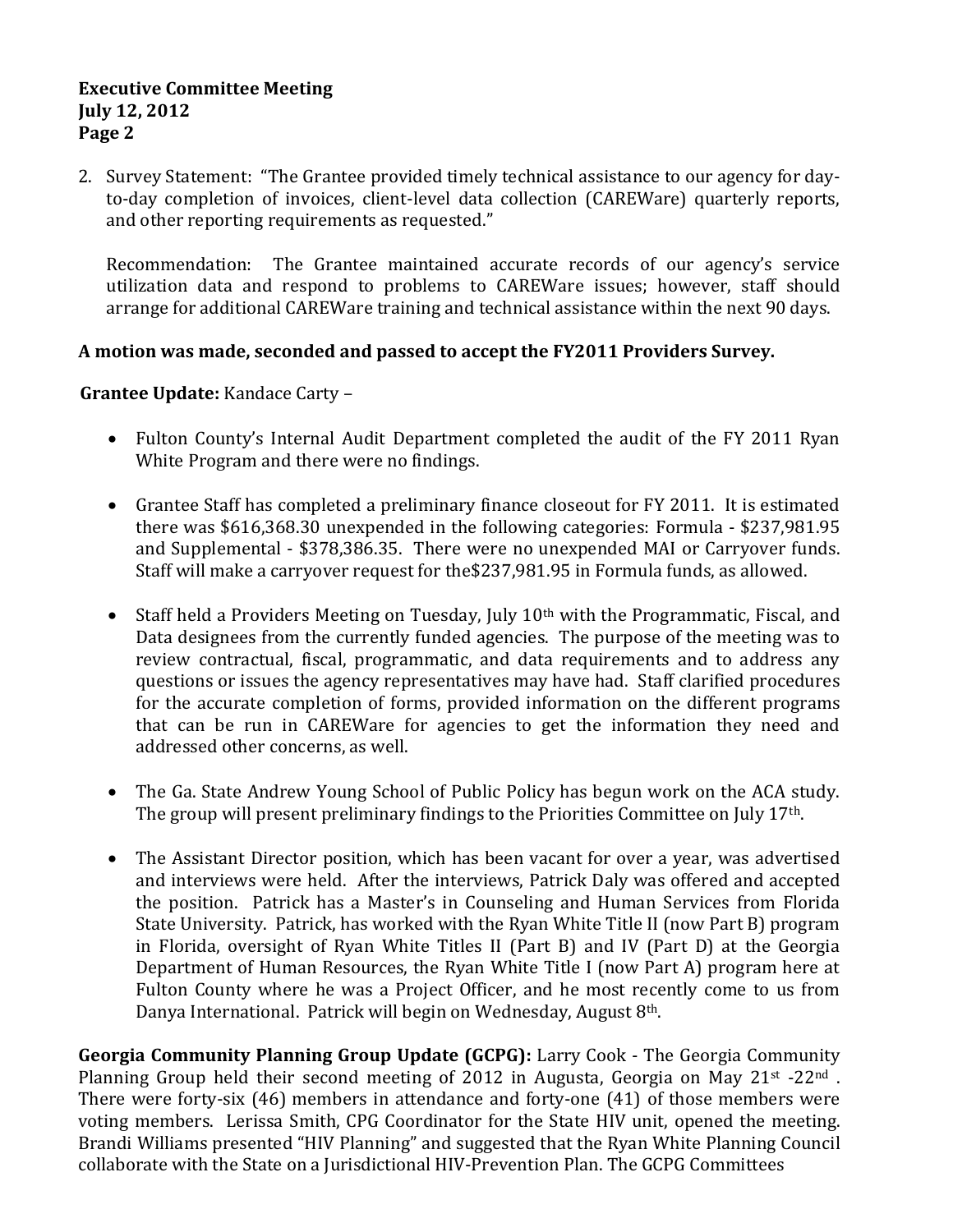2. Survey Statement: "The Grantee provided timely technical assistance to our agency for day-to-day completion of invoices, client-level data collection (CAREWare) quarterly reports, and other reporting requirements as requested."

   Recommendation: The Grantee maintained accurate records of our agency's service utilization data and respond to problems to CAREWare issues; however, staff should arrange for additional CAREWare training and technical assistance within the next 90 days.

**A motion was made, seconded and passed to accept the FY2011 Providers Survey.**

**Grantee Update:** Kandace Carty –

- Fulton County's Internal Audit Department completed the audit of the FY 2011 Ryan White Program and there were no findings.

- Grantee Staff has completed a preliminary finance closeout for FY 2011. It is estimated there was $616,368.30 unexpended in the following categories: Formula - $237,981.95 and Supplemental - $378,386.35. There were no unexpended MAI or Carryover funds. Staff will make a carryover request for the$237,981.95 in Formula funds, as allowed.

- Staff held a Providers Meeting on Tuesday, July 10th with the Programmatic, Fiscal, and Data designees from the currently funded agencies. The purpose of the meeting was to review contractual, fiscal, programmatic, and data requirements and to address any questions or issues the agency representatives may have had. Staff clarified procedures for the accurate completion of forms, provided information on the different programs that can be run in CAREWare for agencies to get the information they need and addressed other concerns, as well.

- The Ga. State Andrew Young School of Public Policy has begun work on the ACA study. The group will present preliminary findings to the Priorities Committee on July 17th.

- The Assistant Director position, which has been vacant for over a year, was advertised and interviews were held. After the interviews, Patrick Daly was offered and accepted the position. Patrick has a Master's in Counseling and Human Services from Florida State University. Patrick, has worked with the Ryan White Title II (now Part B) program in Florida, oversight of Ryan White Titles II (Part B) and IV (Part D) at the Georgia Department of Human Resources, the Ryan White Title I (now Part A) program here at Fulton County where he was a Project Officer, and he most recently come to us from Danya International. Patrick will begin on Wednesday, August 8th.

**Georgia Community Planning Group Update (GCPG):** Larry Cook - The Georgia Community Planning Group held their second meeting of 2012 in Augusta, Georgia on May 21st -22nd . There were forty-six (46) members in attendance and forty-one (41) of those members were voting members. Lerissa Smith, CPG Coordinator for the State HIV unit, opened the meeting. Brandi Williams presented "HIV Planning" and suggested that the Ryan White Planning Council collaborate with the State on a Jurisdictional HIV-Prevention Plan. The GCPG Committees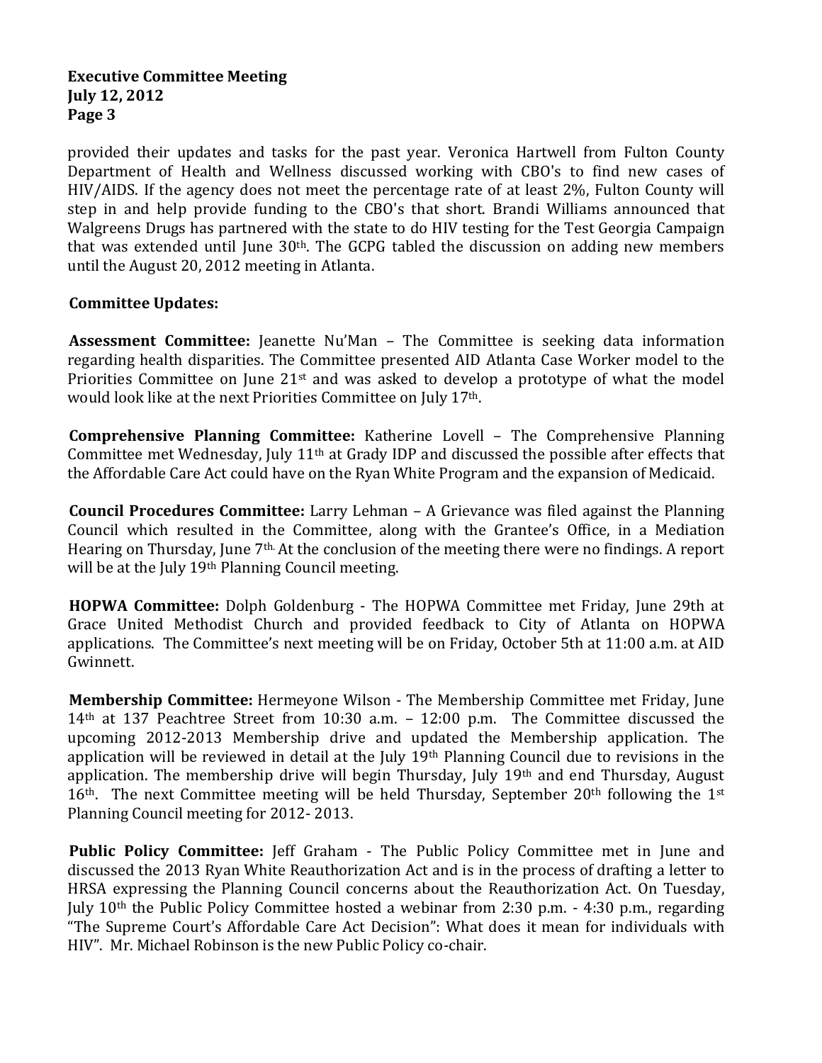provided their updates and tasks for the past year. Veronica Hartwell from Fulton County Department of Health and Wellness discussed working with CBO's to find new cases of HIV/AIDS. If the agency does not meet the percentage rate of at least 2%, Fulton County will step in and help provide funding to the CBO's that short. Brandi Williams announced that Walgreens Drugs has partnered with the state to do HIV testing for the Test Georgia Campaign that was extended until June 30th. The GCPG tabled the discussion on adding new members until the August 20, 2012 meeting in Atlanta.

**Committee Updates:**

**Assessment Committee:** Jeanette Nu'Man – The Committee is seeking data information regarding health disparities. The Committee presented AID Atlanta Case Worker model to the Priorities Committee on June 21st and was asked to develop a prototype of what the model would look like at the next Priorities Committee on July 17th.

**Comprehensive Planning Committee:** Katherine Lovell – The Comprehensive Planning Committee met Wednesday, July 11th at Grady IDP and discussed the possible after effects that the Affordable Care Act could have on the Ryan White Program and the expansion of Medicaid.

**Council Procedures Committee:** Larry Lehman – A Grievance was filed against the Planning Council which resulted in the Committee, along with the Grantee's Office, in a Mediation Hearing on Thursday, June 7th. At the conclusion of the meeting there were no findings. A report will be at the July 19th Planning Council meeting.

**HOPWA Committee:** Dolph Goldenburg - The HOPWA Committee met Friday, June 29th at Grace United Methodist Church and provided feedback to City of Atlanta on HOPWA applications. The Committee's next meeting will be on Friday, October 5th at 11:00 a.m. at AID Gwinnett.

**Membership Committee:** Hermeyone Wilson - The Membership Committee met Friday, June 14th at 137 Peachtree Street from 10:30 a.m. – 12:00 p.m. The Committee discussed the upcoming 2012-2013 Membership drive and updated the Membership application. The application will be reviewed in detail at the July 19th Planning Council due to revisions in the application. The membership drive will begin Thursday, July 19th and end Thursday, August 16th. The next Committee meeting will be held Thursday, September 20th following the 1st Planning Council meeting for 2012- 2013.

**Public Policy Committee:** Jeff Graham - The Public Policy Committee met in June and discussed the 2013 Ryan White Reauthorization Act and is in the process of drafting a letter to HRSA expressing the Planning Council concerns about the Reauthorization Act. On Tuesday, July 10th the Public Policy Committee hosted a webinar from 2:30 p.m. - 4:30 p.m., regarding "The Supreme Court's Affordable Care Act Decision": What does it mean for individuals with HIV". Mr. Michael Robinson is the new Public Policy co-chair.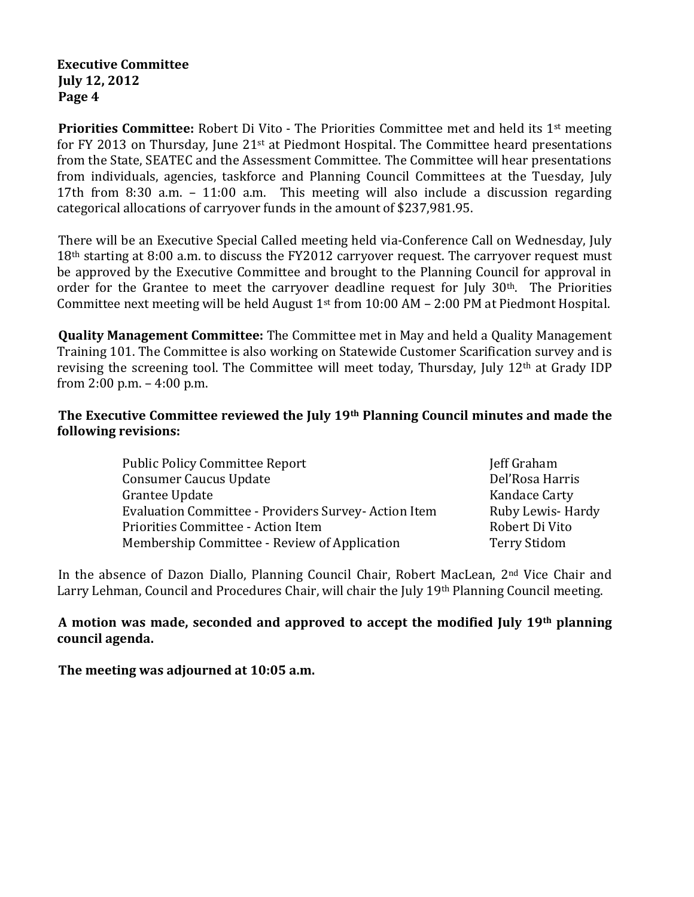**Priorities Committee:** Robert Di Vito - The Priorities Committee met and held its 1st meeting for FY 2013 on Thursday, June 21st at Piedmont Hospital. The Committee heard presentations from the State, SEATEC and the Assessment Committee. The Committee will hear presentations from individuals, agencies, taskforce and Planning Council Committees at the Tuesday, July 17th from 8:30 a.m. – 11:00 a.m. This meeting will also include a discussion regarding categorical allocations of carryover funds in the amount of $237,981.95.

There will be an Executive Special Called meeting held via-Conference Call on Wednesday, July 18th starting at 8:00 a.m. to discuss the FY2012 carryover request. The carryover request must be approved by the Executive Committee and brought to the Planning Council for approval in order for the Grantee to meet the carryover deadline request for July 30th. The Priorities Committee next meeting will be held August 1st from 10:00 AM – 2:00 PM at Piedmont Hospital.

**Quality Management Committee:** The Committee met in May and held a Quality Management Training 101. The Committee is also working on Statewide Customer Scarification survey and is revising the screening tool. The Committee will meet today, Thursday, July 12th at Grady IDP from 2:00 p.m. – 4:00 p.m.

**The Executive Committee reviewed the July 19th Planning Council minutes and made the following revisions:**

| | |
|---|---|
| Public Policy Committee Report | Jeff Graham |
| Consumer Caucus Update | Del'Rosa Harris |
| Grantee Update | Kandace Carty |
| Evaluation Committee - Providers Survey- Action Item | Ruby Lewis- Hardy |
| Priorities Committee - Action Item | Robert Di Vito |
| Membership Committee - Review of Application | Terry Stidom |

In the absence of Dazon Diallo, Planning Council Chair, Robert MacLean, 2nd Vice Chair and Larry Lehman, Council and Procedures Chair, will chair the July 19th Planning Council meeting.

**A motion was made, seconded and approved to accept the modified July 19th planning council agenda.**

**The meeting was adjourned at 10:05 a.m.**